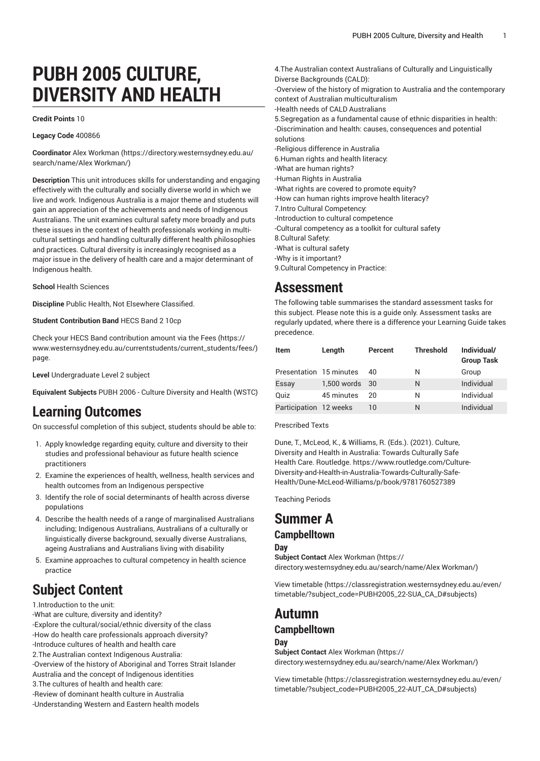# PUBH 2005 CULTURE, DIVERSITY AND HEALTH

**Credit Points** 10

**Legacy Code** 400866

**Coordinator** Alex Workman (https://directory.westernsydney.edu.au/search/name/Alex Workman/)

**Description** This unit introduces skills for understanding and engaging effectively with the culturally and socially diverse world in which we live and work. Indigenous Australia is a major theme and students will gain an appreciation of the achievements and needs of Indigenous Australians. The unit examines cultural safety more broadly and puts these issues in the context of health professionals working in multi-cultural settings and handling culturally different health philosophies and practices. Cultural diversity is increasingly recognised as a major issue in the delivery of health care and a major determinant of Indigenous health.

**School** Health Sciences

**Discipline** Public Health, Not Elsewhere Classified.

**Student Contribution Band** HECS Band 2 10cp

Check your HECS Band contribution amount via the Fees (https://www.westernsydney.edu.au/currentstudents/current_students/fees/) page.

**Level** Undergraduate Level 2 subject

**Equivalent Subjects** PUBH 2006 - Culture Diversity and Health (WSTC)

## Learning Outcomes

On successful completion of this subject, students should be able to:

1. Apply knowledge regarding equity, culture and diversity to their studies and professional behaviour as future health science practitioners
2. Examine the experiences of health, wellness, health services and health outcomes from an Indigenous perspective
3. Identify the role of social determinants of health across diverse populations
4. Describe the health needs of a range of marginalised Australians including; Indigenous Australians, Australians of a culturally or linguistically diverse background, sexually diverse Australians, ageing Australians and Australians living with disability
5. Examine approaches to cultural competency in health science practice

## Subject Content

1.Introduction to the unit:
-What are culture, diversity and identity?
-Explore the cultural/social/ethnic diversity of the class
-How do health care professionals approach diversity?
-Introduce cultures of health and health care
2.The Australian context Indigenous Australia:
-Overview of the history of Aboriginal and Torres Strait Islander Australia and the concept of Indigenous identities
3.The cultures of health and health care:
-Review of dominant health culture in Australia
-Understanding Western and Eastern health models
4.The Australian context Australians of Culturally and Linguistically Diverse Backgrounds (CALD):
-Overview of the history of migration to Australia and the contemporary context of Australian multiculturalism
-Health needs of CALD Australians
5.Segregation as a fundamental cause of ethnic disparities in health:
-Discrimination and health: causes, consequences and potential solutions
-Religious difference in Australia
6.Human rights and health literacy:
-What are human rights?
-Human Rights in Australia
-What rights are covered to promote equity?
-How can human rights improve health literacy?
7.Intro Cultural Competency:
-Introduction to cultural competence
-Cultural competency as a toolkit for cultural safety
8.Cultural Safety:
-What is cultural safety
-Why is it important?
9.Cultural Competency in Practice:

## Assessment

The following table summarises the standard assessment tasks for this subject. Please note this is a guide only. Assessment tasks are regularly updated, where there is a difference your Learning Guide takes precedence.

| Item | Length | Percent | Threshold | Individual/ Group Task |
|---|---|---|---|---|
| Presentation | 15 minutes | 40 | N | Group |
| Essay | 1,500 words | 30 | N | Individual |
| Quiz | 45 minutes | 20 | N | Individual |
| Participation | 12 weeks | 10 | N | Individual |

Prescribed Texts

Dune, T., McLeod, K., & Williams, R. (Eds.). (2021). Culture, Diversity and Health in Australia: Towards Culturally Safe Health Care. Routledge. https://www.routledge.com/Culture-Diversity-and-Health-in-Australia-Towards-Culturally-Safe-Health/Dune-McLeod-Williams/p/book/9781760527389

Teaching Periods

## Summer A

### Campbelltown

#### Day

**Subject Contact** Alex Workman (https://directory.westernsydney.edu.au/search/name/Alex Workman/)

View timetable (https://classregistration.westernsydney.edu.au/even/timetable/?subject_code=PUBH2005_22-SUA_CA_D#subjects)

## Autumn

### Campbelltown

#### Day

**Subject Contact** Alex Workman (https://directory.westernsydney.edu.au/search/name/Alex Workman/)

View timetable (https://classregistration.westernsydney.edu.au/even/timetable/?subject_code=PUBH2005_22-AUT_CA_D#subjects)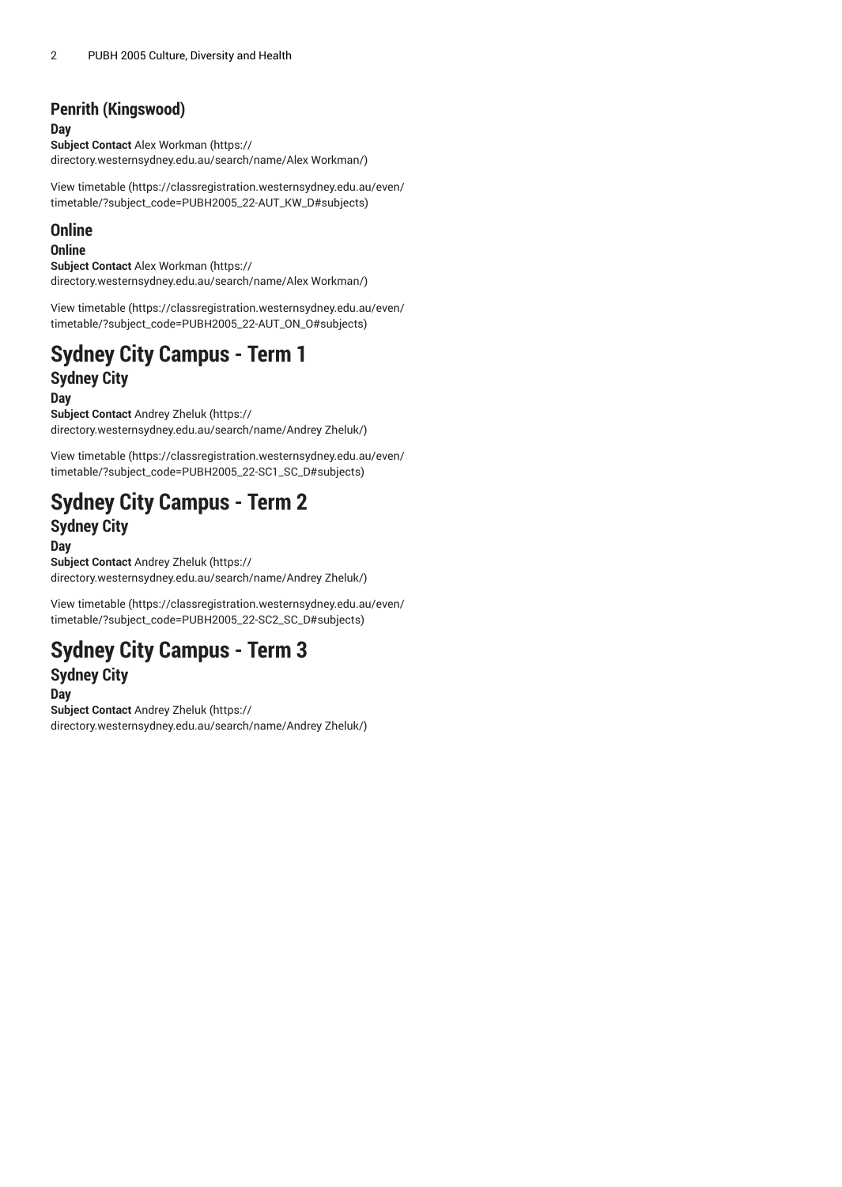### Penrith (Kingswood)

#### Day

**Subject Contact** Alex Workman (https://directory.westernsydney.edu.au/search/name/Alex Workman/)

View timetable (https://classregistration.westernsydney.edu.au/even/timetable/?subject_code=PUBH2005_22-AUT_KW_D#subjects)

### Online

#### Online

**Subject Contact** Alex Workman (https://directory.westernsydney.edu.au/search/name/Alex Workman/)

View timetable (https://classregistration.westernsydney.edu.au/even/timetable/?subject_code=PUBH2005_22-AUT_ON_O#subjects)

## Sydney City Campus - Term 1

### Sydney City

#### Day

**Subject Contact** Andrey Zheluk (https://directory.westernsydney.edu.au/search/name/Andrey Zheluk/)

View timetable (https://classregistration.westernsydney.edu.au/even/timetable/?subject_code=PUBH2005_22-SC1_SC_D#subjects)

## Sydney City Campus - Term 2

### Sydney City

#### Day

**Subject Contact** Andrey Zheluk (https://directory.westernsydney.edu.au/search/name/Andrey Zheluk/)

View timetable (https://classregistration.westernsydney.edu.au/even/timetable/?subject_code=PUBH2005_22-SC2_SC_D#subjects)

## Sydney City Campus - Term 3

### Sydney City

#### Day

**Subject Contact** Andrey Zheluk (https://directory.westernsydney.edu.au/search/name/Andrey Zheluk/)